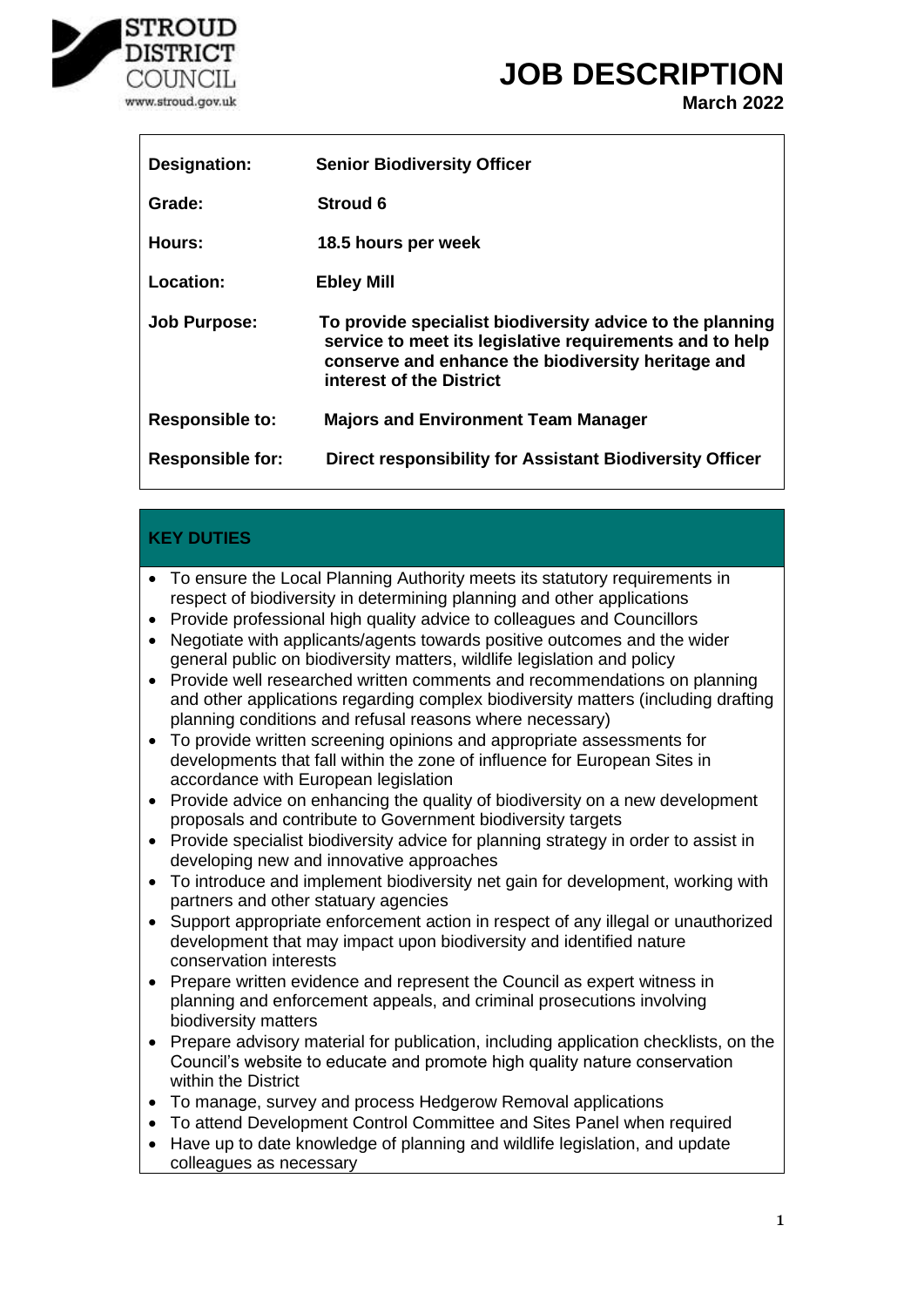STROUD DISTRICT COUNCIL
www.stroud.gov.uk

# JOB DESCRIPTION

**March 2022**

| | |
|---|---|
| **Designation:** | **Senior Biodiversity Officer** |
| **Grade:** | **Stroud 6** |
| **Hours:** | **18.5 hours per week** |
| **Location:** | **Ebley Mill** |
| **Job Purpose:** | **To provide specialist biodiversity advice to the planning service to meet its legislative requirements and to help conserve and enhance the biodiversity heritage and interest of the District** |
| **Responsible to:** | **Majors and Environment Team Manager** |
| **Responsible for:** | **Direct responsibility for Assistant Biodiversity Officer** |

## KEY DUTIES

- To ensure the Local Planning Authority meets its statutory requirements in respect of biodiversity in determining planning and other applications
- Provide professional high quality advice to colleagues and Councillors
- Negotiate with applicants/agents towards positive outcomes and the wider general public on biodiversity matters, wildlife legislation and policy
- Provide well researched written comments and recommendations on planning and other applications regarding complex biodiversity matters (including drafting planning conditions and refusal reasons where necessary)
- To provide written screening opinions and appropriate assessments for developments that fall within the zone of influence for European Sites in accordance with European legislation
- Provide advice on enhancing the quality of biodiversity on a new development proposals and contribute to Government biodiversity targets
- Provide specialist biodiversity advice for planning strategy in order to assist in developing new and innovative approaches
- To introduce and implement biodiversity net gain for development, working with partners and other statuary agencies
- Support appropriate enforcement action in respect of any illegal or unauthorized development that may impact upon biodiversity and identified nature conservation interests
- Prepare written evidence and represent the Council as expert witness in planning and enforcement appeals, and criminal prosecutions involving biodiversity matters
- Prepare advisory material for publication, including application checklists, on the Council's website to educate and promote high quality nature conservation within the District
- To manage, survey and process Hedgerow Removal applications
- To attend Development Control Committee and Sites Panel when required
- Have up to date knowledge of planning and wildlife legislation, and update colleagues as necessary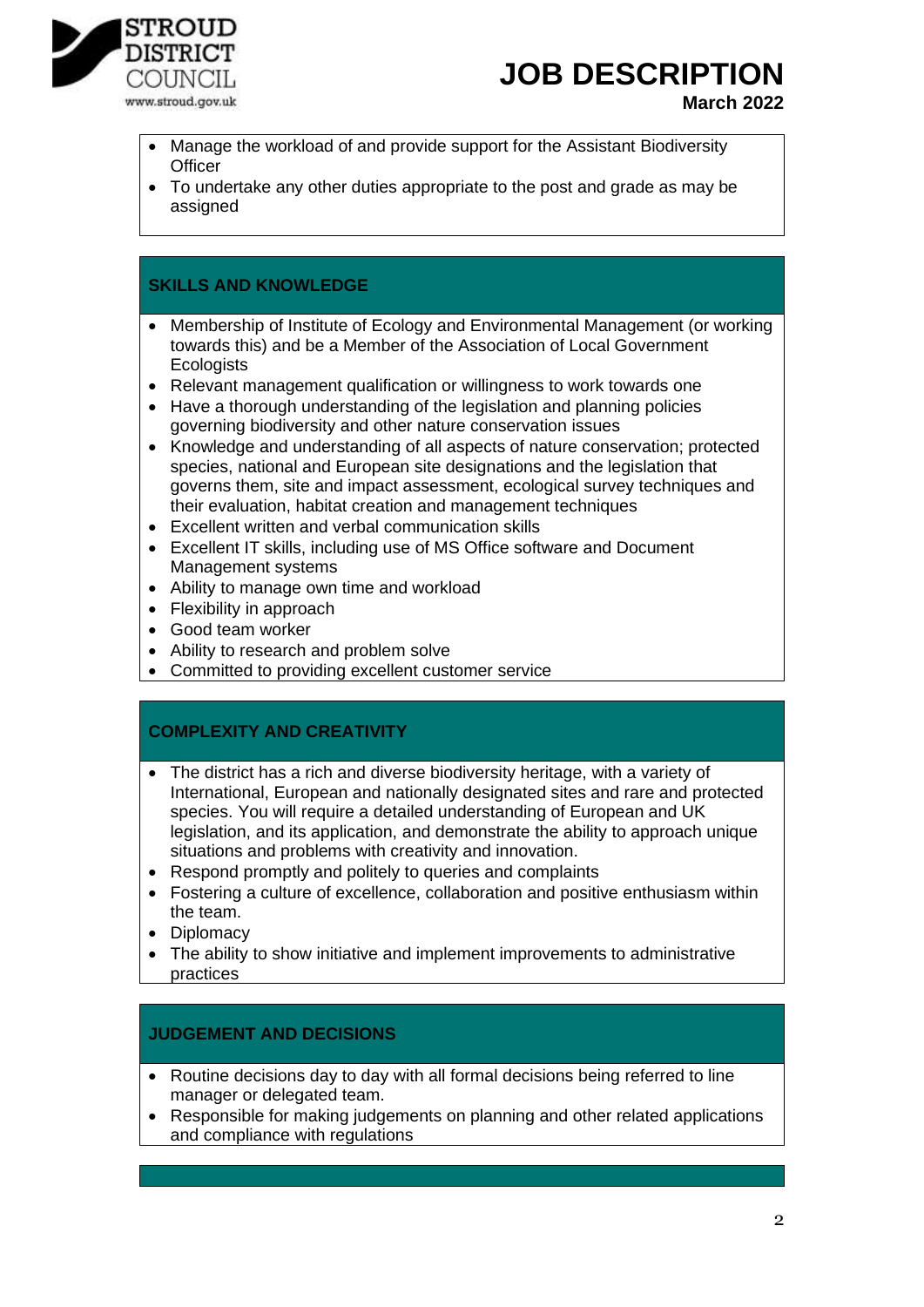- Manage the workload of and provide support for the Assistant Biodiversity Officer
- To undertake any other duties appropriate to the post and grade as may be assigned

## SKILLS AND KNOWLEDGE

- Membership of Institute of Ecology and Environmental Management (or working towards this) and be a Member of the Association of Local Government Ecologists
- Relevant management qualification or willingness to work towards one
- Have a thorough understanding of the legislation and planning policies governing biodiversity and other nature conservation issues
- Knowledge and understanding of all aspects of nature conservation; protected species, national and European site designations and the legislation that governs them, site and impact assessment, ecological survey techniques and their evaluation, habitat creation and management techniques
- Excellent written and verbal communication skills
- Excellent IT skills, including use of MS Office software and Document Management systems
- Ability to manage own time and workload
- Flexibility in approach
- Good team worker
- Ability to research and problem solve
- Committed to providing excellent customer service

## COMPLEXITY AND CREATIVITY

- The district has a rich and diverse biodiversity heritage, with a variety of International, European and nationally designated sites and rare and protected species. You will require a detailed understanding of European and UK legislation, and its application, and demonstrate the ability to approach unique situations and problems with creativity and innovation.
- Respond promptly and politely to queries and complaints
- Fostering a culture of excellence, collaboration and positive enthusiasm within the team.
- Diplomacy
- The ability to show initiative and implement improvements to administrative practices

## JUDGEMENT AND DECISIONS

- Routine decisions day to day with all formal decisions being referred to line manager or delegated team.
- Responsible for making judgements on planning and other related applications and compliance with regulations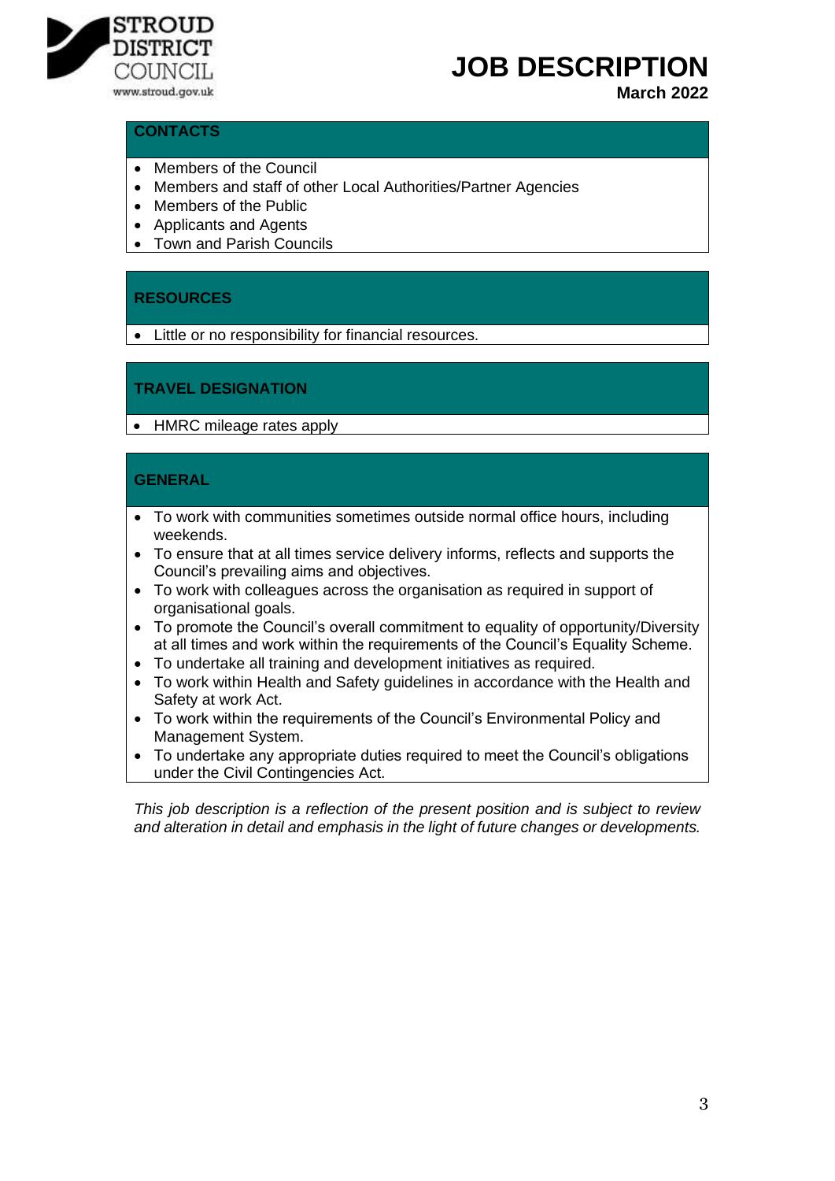# JOB DESCRIPTION

**March 2022**

## CONTACTS

- Members of the Council
- Members and staff of other Local Authorities/Partner Agencies
- Members of the Public
- Applicants and Agents
- Town and Parish Councils

## RESOURCES

- Little or no responsibility for financial resources.

## TRAVEL DESIGNATION

- HMRC mileage rates apply

## GENERAL

- To work with communities sometimes outside normal office hours, including weekends.
- To ensure that at all times service delivery informs, reflects and supports the Council's prevailing aims and objectives.
- To work with colleagues across the organisation as required in support of organisational goals.
- To promote the Council's overall commitment to equality of opportunity/Diversity at all times and work within the requirements of the Council's Equality Scheme.
- To undertake all training and development initiatives as required.
- To work within Health and Safety guidelines in accordance with the Health and Safety at work Act.
- To work within the requirements of the Council's Environmental Policy and Management System.
- To undertake any appropriate duties required to meet the Council's obligations under the Civil Contingencies Act.

*This job description is a reflection of the present position and is subject to review and alteration in detail and emphasis in the light of future changes or developments.*